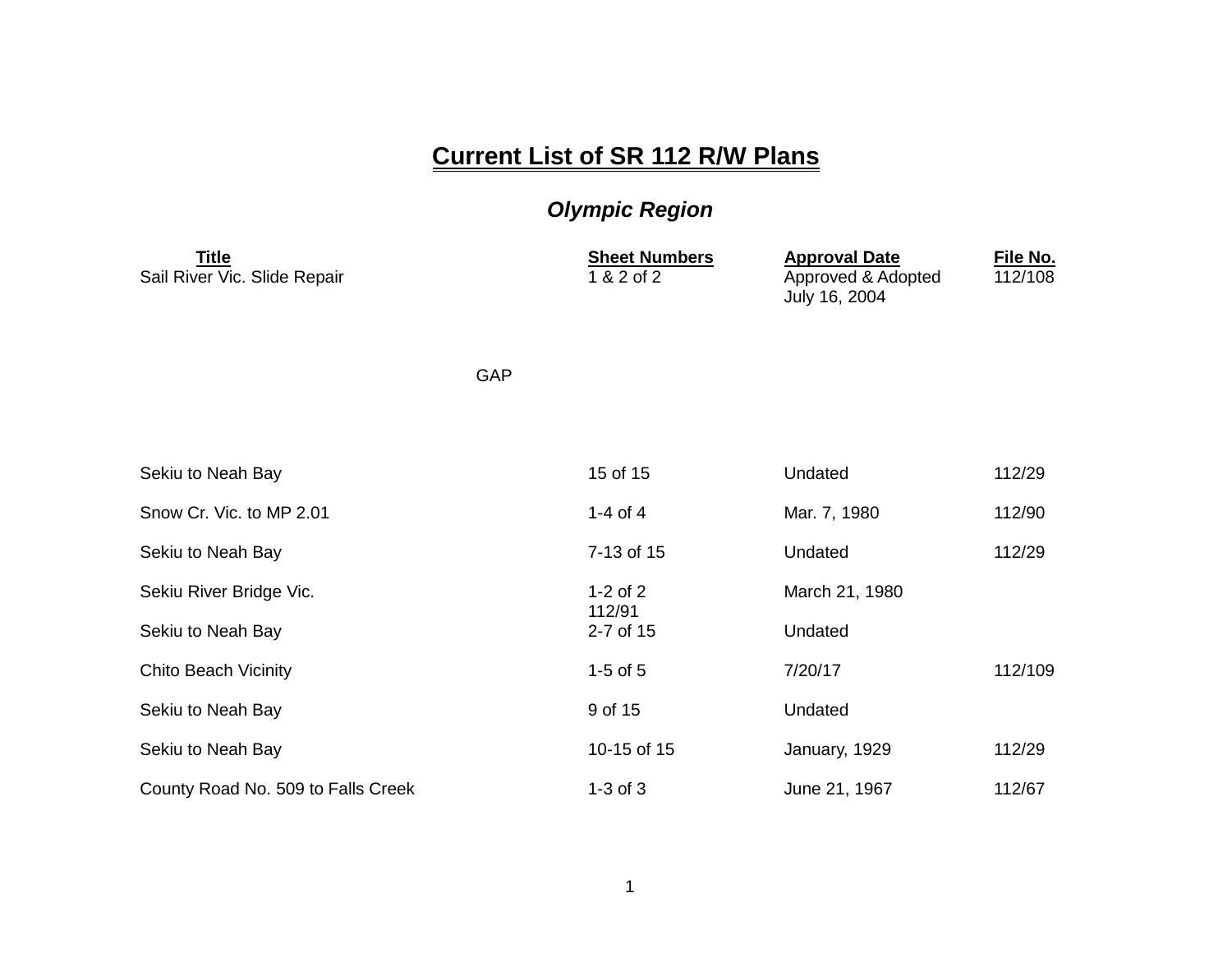# Current List of SR 112 R/W Plans

## *Olympic Region*

| Title | Sheet Numbers | Approval Date | File No. |
|---|---|---|---|
| Sail River Vic. Slide Repair | 1 & 2 of 2 | Approved & Adopted July 16, 2004 | 112/108 |
| GAP | | | |
| Sekiu to Neah Bay | 15 of 15 | Undated | 112/29 |
| Snow Cr. Vic. to MP 2.01 | 1-4 of 4 | Mar. 7, 1980 | 112/90 |
| Sekiu to Neah Bay | 7-13 of 15 | Undated | 112/29 |
| Sekiu River Bridge Vic. | 1-2 of 2 112/91 | March 21, 1980 | |
| Sekiu to Neah Bay | 2-7 of 15 | Undated | |
| Chito Beach Vicinity | 1-5 of 5 | 7/20/17 | 112/109 |
| Sekiu to Neah Bay | 9 of 15 | Undated | |
| Sekiu to Neah Bay | 10-15 of 15 | January, 1929 | 112/29 |
| County Road No. 509 to Falls Creek | 1-3 of 3 | June 21, 1967 | 112/67 |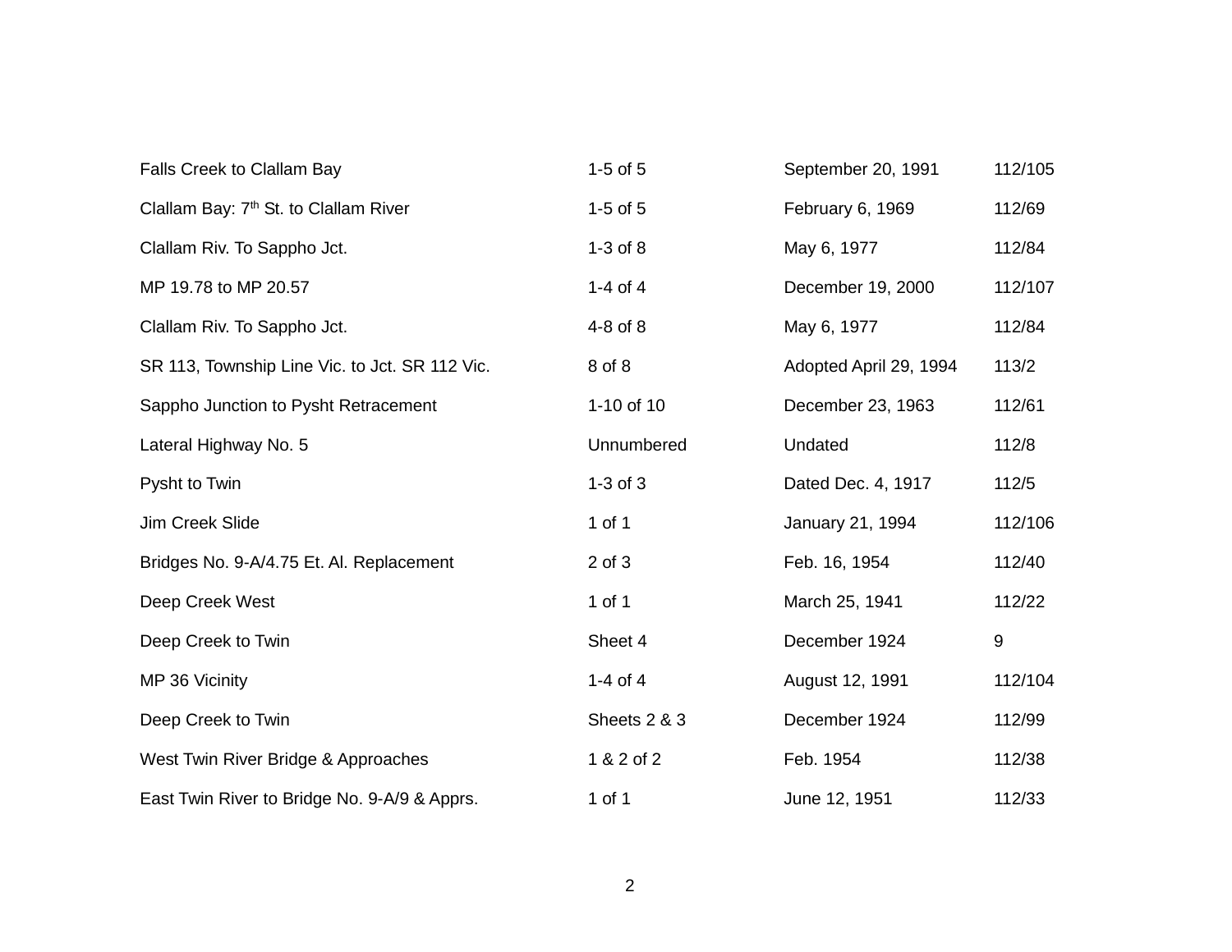| | | | |
|---|---|---|---|
| Falls Creek to Clallam Bay | 1-5 of 5 | September 20, 1991 | 112/105 |
| Clallam Bay: 7th St. to Clallam River | 1-5 of 5 | February 6, 1969 | 112/69 |
| Clallam Riv. To Sappho Jct. | 1-3 of 8 | May 6, 1977 | 112/84 |
| MP 19.78 to MP 20.57 | 1-4 of 4 | December 19, 2000 | 112/107 |
| Clallam Riv. To Sappho Jct. | 4-8 of 8 | May 6, 1977 | 112/84 |
| SR 113, Township Line Vic. to Jct. SR 112 Vic. | 8 of 8 | Adopted April 29, 1994 | 113/2 |
| Sappho Junction to Pysht Retracement | 1-10 of 10 | December 23, 1963 | 112/61 |
| Lateral Highway No. 5 | Unnumbered | Undated | 112/8 |
| Pysht to Twin | 1-3 of 3 | Dated Dec. 4, 1917 | 112/5 |
| Jim Creek Slide | 1 of 1 | January 21, 1994 | 112/106 |
| Bridges No. 9-A/4.75 Et. Al. Replacement | 2 of 3 | Feb. 16, 1954 | 112/40 |
| Deep Creek West | 1 of 1 | March 25, 1941 | 112/22 |
| Deep Creek to Twin | Sheet 4 | December 1924 | 9 |
| MP 36 Vicinity | 1-4 of 4 | August 12, 1991 | 112/104 |
| Deep Creek to Twin | Sheets 2 & 3 | December 1924 | 112/99 |
| West Twin River Bridge & Approaches | 1 & 2 of 2 | Feb. 1954 | 112/38 |
| East Twin River to Bridge No. 9-A/9 & Apprs. | 1 of 1 | June 12, 1951 | 112/33 |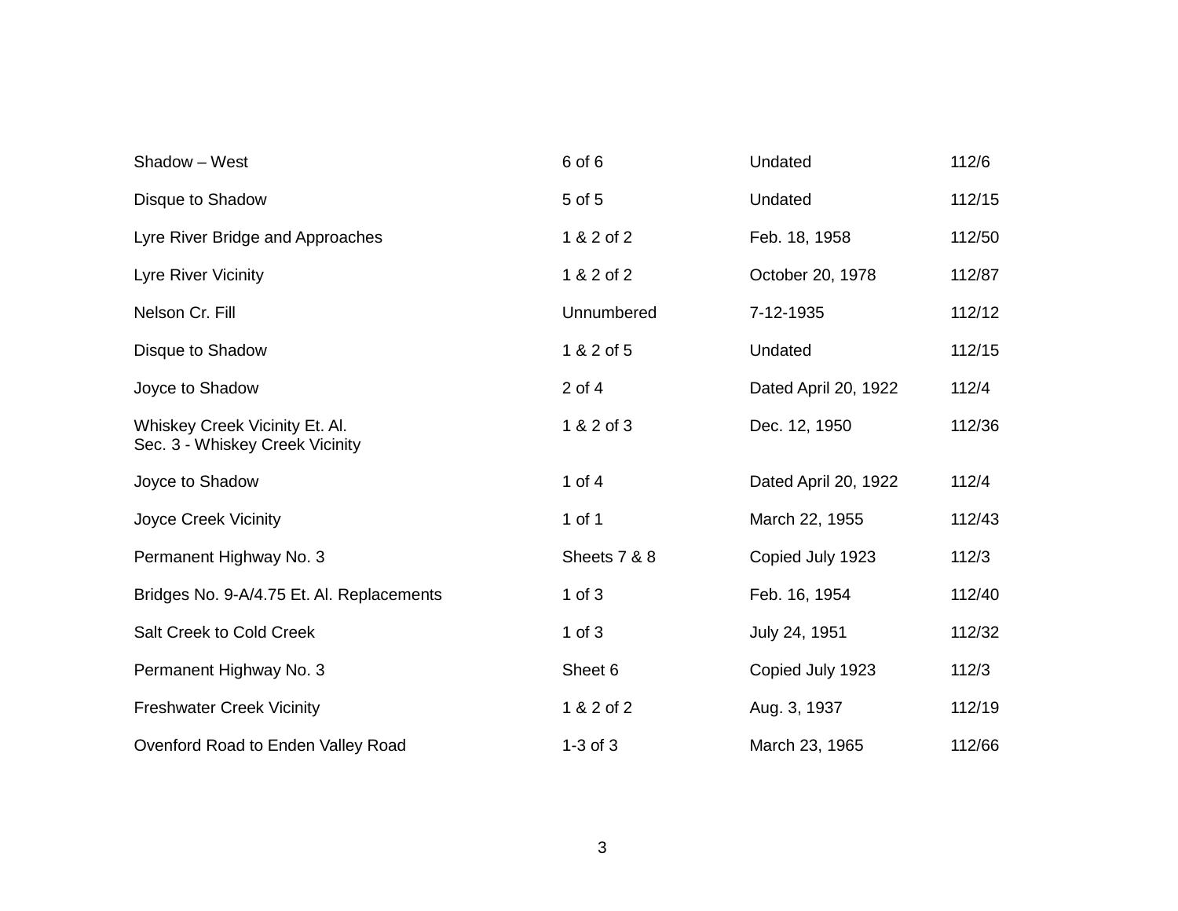| | | | |
|---|---|---|---|
| Shadow – West | 6 of 6 | Undated | 112/6 |
| Disque to Shadow | 5 of 5 | Undated | 112/15 |
| Lyre River Bridge and Approaches | 1 & 2 of 2 | Feb. 18, 1958 | 112/50 |
| Lyre River Vicinity | 1 & 2 of 2 | October 20, 1978 | 112/87 |
| Nelson Cr. Fill | Unnumbered | 7-12-1935 | 112/12 |
| Disque to Shadow | 1 & 2 of 5 | Undated | 112/15 |
| Joyce to Shadow | 2 of 4 | Dated April 20, 1922 | 112/4 |
| Whiskey Creek Vicinity Et. Al.<br>Sec. 3 - Whiskey Creek Vicinity | 1 & 2 of 3 | Dec. 12, 1950 | 112/36 |
| Joyce to Shadow | 1 of 4 | Dated April 20, 1922 | 112/4 |
| Joyce Creek Vicinity | 1 of 1 | March 22, 1955 | 112/43 |
| Permanent Highway No. 3 | Sheets 7 & 8 | Copied July 1923 | 112/3 |
| Bridges No. 9-A/4.75 Et. Al. Replacements | 1 of 3 | Feb. 16, 1954 | 112/40 |
| Salt Creek to Cold Creek | 1 of 3 | July 24, 1951 | 112/32 |
| Permanent Highway No. 3 | Sheet 6 | Copied July 1923 | 112/3 |
| Freshwater Creek Vicinity | 1 & 2 of 2 | Aug. 3, 1937 | 112/19 |
| Ovenford Road to Enden Valley Road | 1-3 of 3 | March 23, 1965 | 112/66 |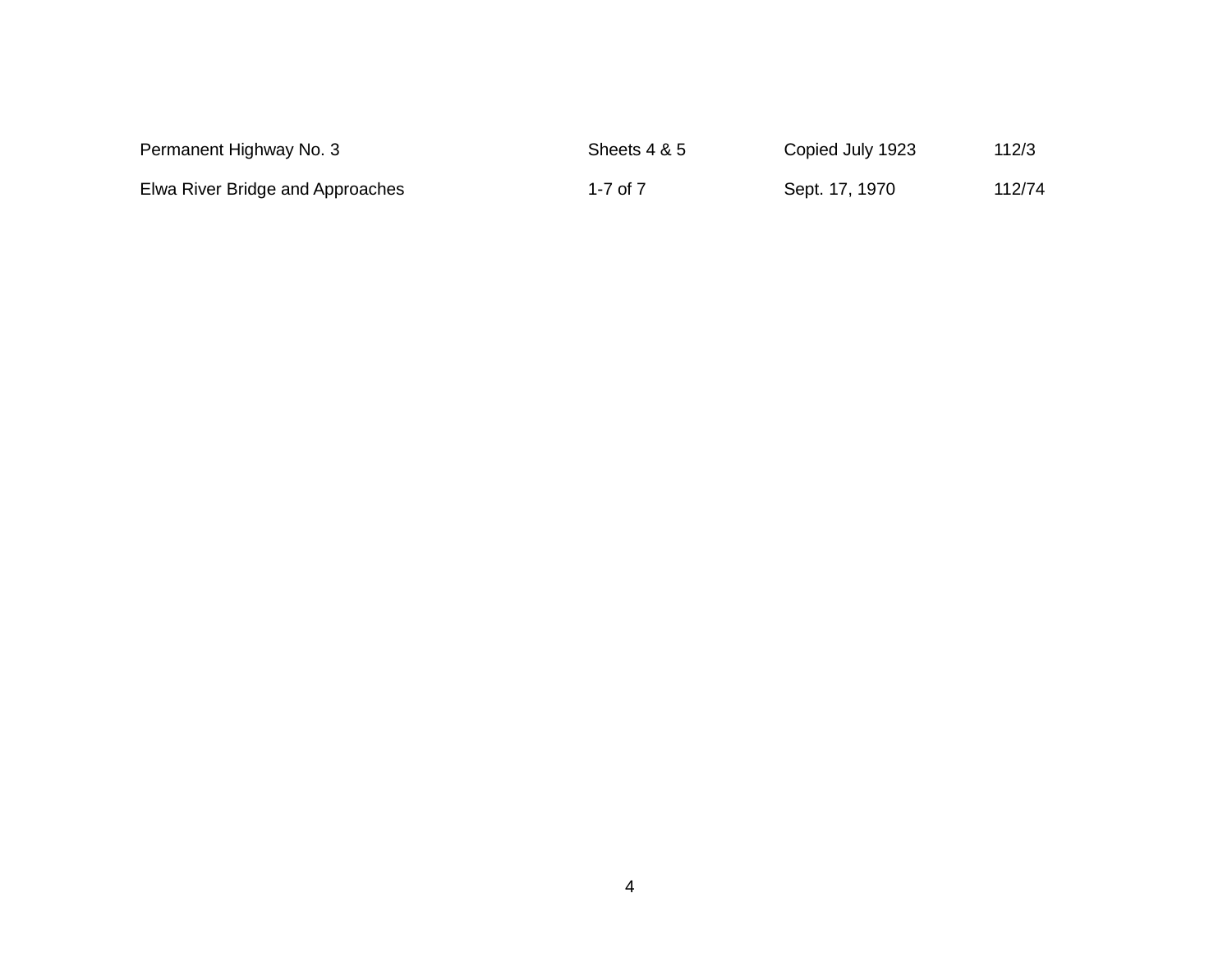| | | | |
|---|---|---|---|
| Permanent Highway No. 3 | Sheets 4 & 5 | Copied July 1923 | 112/3 |
| Elwa River Bridge and Approaches | 1-7 of 7 | Sept. 17, 1970 | 112/74 |